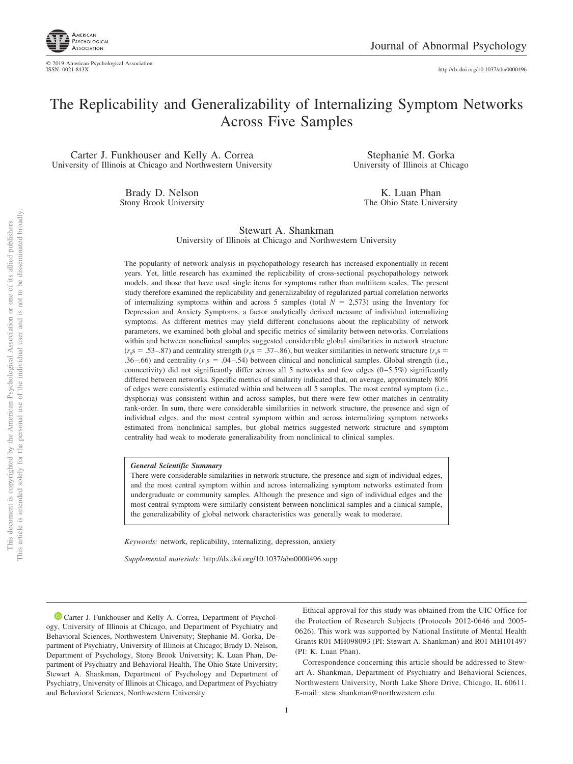# The Replicability and Generalizability of Internalizing Symptom Networks Across Five Samples

Carter J. Funkhouser and Kelly A. Correa
University of Illinois at Chicago and Northwestern University

Stephanie M. Gorka
University of Illinois at Chicago

Brady D. Nelson
Stony Brook University

K. Luan Phan
The Ohio State University

Stewart A. Shankman
University of Illinois at Chicago and Northwestern University

The popularity of network analysis in psychopathology research has increased exponentially in recent years. Yet, little research has examined the replicability of cross-sectional psychopathology network models, and those that have used single items for symptoms rather than multiitem scales. The present study therefore examined the replicability and generalizability of regularized partial correlation networks of internalizing symptoms within and across 5 samples (total $N$ = 2,573) using the Inventory for Depression and Anxiety Symptoms, a factor analytically derived measure of individual internalizing symptoms. As different metrics may yield different conclusions about the replicability of network parameters, we examined both global and specific metrics of similarity between networks. Correlations within and between nonclinical samples suggested considerable global similarities in network structure ($r_s$s = .53–.87) and centrality strength ($r_s$s = .37–.86), but weaker similarities in network structure ($r_s$s = .36–.66) and centrality ($r_s$s = .04–.54) between clinical and nonclinical samples. Global strength (i.e., connectivity) did not significantly differ across all 5 networks and few edges (0–5.5%) significantly differed between networks. Specific metrics of similarity indicated that, on average, approximately 80% of edges were consistently estimated within and between all 5 samples. The most central symptom (i.e., dysphoria) was consistent within and across samples, but there were few other matches in centrality rank-order. In sum, there were considerable similarities in network structure, the presence and sign of individual edges, and the most central symptom within and across internalizing symptom networks estimated from nonclinical samples, but global metrics suggested network structure and symptom centrality had weak to moderate generalizability from nonclinical to clinical samples.

***General Scientific Summary***

There were considerable similarities in network structure, the presence and sign of individual edges, and the most central symptom within and across internalizing symptom networks estimated from undergraduate or community samples. Although the presence and sign of individual edges and the most central symptom were similarly consistent between nonclinical samples and a clinical sample, the generalizability of global network characteristics was generally weak to moderate.

*Keywords:* network, replicability, internalizing, depression, anxiety

*Supplemental materials:* http://dx.doi.org/10.1037/abn0000496.supp

Carter J. Funkhouser and Kelly A. Correa, Department of Psychology, University of Illinois at Chicago, and Department of Psychiatry and Behavioral Sciences, Northwestern University; Stephanie M. Gorka, Department of Psychiatry, University of Illinois at Chicago; Brady D. Nelson, Department of Psychology, Stony Brook University; K. Luan Phan, Department of Psychiatry and Behavioral Health, The Ohio State University; Stewart A. Shankman, Department of Psychology and Department of Psychiatry, University of Illinois at Chicago, and Department of Psychiatry and Behavioral Sciences, Northwestern University.

Ethical approval for this study was obtained from the UIC Office for the Protection of Research Subjects (Protocols 2012-0646 and 2005-0626). This work was supported by National Institute of Mental Health Grants R01 MH098093 (PI: Stewart A. Shankman) and R01 MH101497 (PI: K. Luan Phan).

Correspondence concerning this article should be addressed to Stewart A. Shankman, Department of Psychiatry and Behavioral Sciences, Northwestern University, North Lake Shore Drive, Chicago, IL 60611. E-mail: stew.shankman@northwestern.edu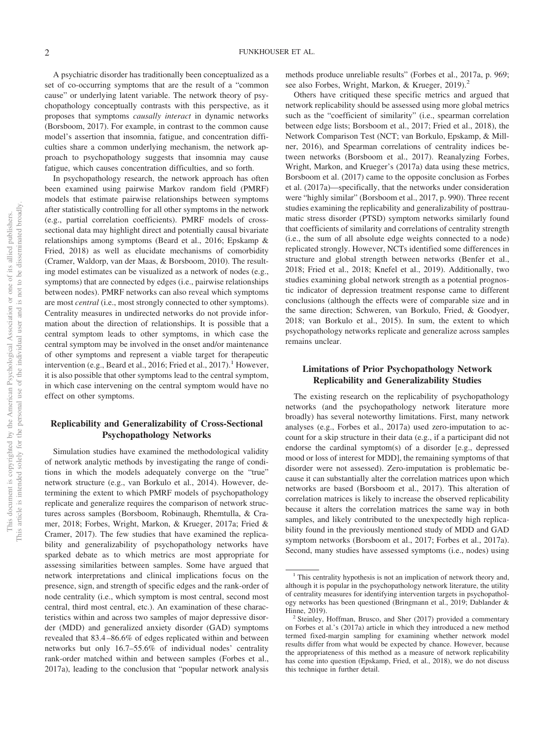A psychiatric disorder has traditionally been conceptualized as a set of co-occurring symptoms that are the result of a "common cause" or underlying latent variable. The network theory of psychopathology conceptually contrasts with this perspective, as it proposes that symptoms *causally interact* in dynamic networks (Borsboom, 2017). For example, in contrast to the common cause model's assertion that insomnia, fatigue, and concentration difficulties share a common underlying mechanism, the network approach to psychopathology suggests that insomnia may cause fatigue, which causes concentration difficulties, and so forth.

In psychopathology research, the network approach has often been examined using pairwise Markov random field (PMRF) models that estimate pairwise relationships between symptoms after statistically controlling for all other symptoms in the network (e.g., partial correlation coefficients). PMRF models of cross-sectional data may highlight direct and potentially causal bivariate relationships among symptoms (Beard et al., 2016; Epskamp & Fried, 2018) as well as elucidate mechanisms of comorbidity (Cramer, Waldorp, van der Maas, & Borsboom, 2010). The resulting model estimates can be visualized as a network of nodes (e.g., symptoms) that are connected by edges (i.e., pairwise relationships between nodes). PMRF networks can also reveal which symptoms are most *central* (i.e., most strongly connected to other symptoms). Centrality measures in undirected networks do not provide information about the direction of relationships. It is possible that a central symptom leads to other symptoms, in which case the central symptom may be involved in the onset and/or maintenance of other symptoms and represent a viable target for therapeutic intervention (e.g., Beard et al., 2016; Fried et al., 2017).[1] However, it is also possible that other symptoms lead to the central symptom, in which case intervening on the central symptom would have no effect on other symptoms.

## Replicability and Generalizability of Cross-Sectional Psychopathology Networks

Simulation studies have examined the methodological validity of network analytic methods by investigating the range of conditions in which the models adequately converge on the "true" network structure (e.g., van Borkulo et al., 2014). However, determining the extent to which PMRF models of psychopathology replicate and generalize requires the comparison of network structures across samples (Borsboom, Robinaugh, Rhemtulla, & Cramer, 2018; Forbes, Wright, Markon, & Krueger, 2017a; Fried & Cramer, 2017). The few studies that have examined the replicability and generalizability of psychopathology networks have sparked debate as to which metrics are most appropriate for assessing similarities between samples. Some have argued that network interpretations and clinical implications focus on the presence, sign, and strength of specific edges and the rank-order of node centrality (i.e., which symptom is most central, second most central, third most central, etc.). An examination of these characteristics within and across two samples of major depressive disorder (MDD) and generalized anxiety disorder (GAD) symptoms revealed that 83.4–86.6% of edges replicated within and between networks but only 16.7–55.6% of individual nodes' centrality rank-order matched within and between samples (Forbes et al., 2017a), leading to the conclusion that "popular network analysis methods produce unreliable results" (Forbes et al., 2017a, p. 969; see also Forbes, Wright, Markon, & Krueger, 2019).[2]

Others have critiqued these specific metrics and argued that network replicability should be assessed using more global metrics such as the "coefficient of similarity" (i.e., spearman correlation between edge lists; Borsboom et al., 2017; Fried et al., 2018), the Network Comparison Test (NCT; van Borkulo, Epskamp, & Millner, 2016), and Spearman correlations of centrality indices between networks (Borsboom et al., 2017). Reanalyzing Forbes, Wright, Markon, and Krueger's (2017a) data using these metrics, Borsboom et al. (2017) came to the opposite conclusion as Forbes et al. (2017a)—specifically, that the networks under consideration were "highly similar" (Borsboom et al., 2017, p. 990). Three recent studies examining the replicability and generalizability of posttraumatic stress disorder (PTSD) symptom networks similarly found that coefficients of similarity and correlations of centrality strength (i.e., the sum of all absolute edge weights connected to a node) replicated strongly. However, NCTs identified some differences in structure and global strength between networks (Benfer et al., 2018; Fried et al., 2018; Knefel et al., 2019). Additionally, two studies examining global network strength as a potential prognostic indicator of depression treatment response came to different conclusions (although the effects were of comparable size and in the same direction; Schweren, van Borkulo, Fried, & Goodyer, 2018; van Borkulo et al., 2015). In sum, the extent to which psychopathology networks replicate and generalize across samples remains unclear.

## Limitations of Prior Psychopathology Network Replicability and Generalizability Studies

The existing research on the replicability of psychopathology networks (and the psychopathology network literature more broadly) has several noteworthy limitations. First, many network analyses (e.g., Forbes et al., 2017a) used zero-imputation to account for a skip structure in their data (e.g., if a participant did not endorse the cardinal symptom(s) of a disorder [e.g., depressed mood or loss of interest for MDD], the remaining symptoms of that disorder were not assessed). Zero-imputation is problematic because it can substantially alter the correlation matrices upon which networks are based (Borsboom et al., 2017). This alteration of correlation matrices is likely to increase the observed replicability because it alters the correlation matrices the same way in both samples, and likely contributed to the unexpectedly high replicability found in the previously mentioned study of MDD and GAD symptom networks (Borsboom et al., 2017; Forbes et al., 2017a). Second, many studies have assessed symptoms (i.e., nodes) using

[1] This centrality hypothesis is not an implication of network theory and, although it is popular in the psychopathology network literature, the utility of centrality measures for identifying intervention targets in psychopathology networks has been questioned (Bringmann et al., 2019; Dablander & Hinne, 2019).

[2] Steinley, Hoffman, Brusco, and Sher (2017) provided a commentary on Forbes et al.'s (2017a) article in which they introduced a new method termed fixed-margin sampling for examining whether network model results differ from what would be expected by chance. However, because the appropriateness of this method as a measure of network replicability has come into question (Epskamp, Fried, et al., 2018), we do not discuss this technique in further detail.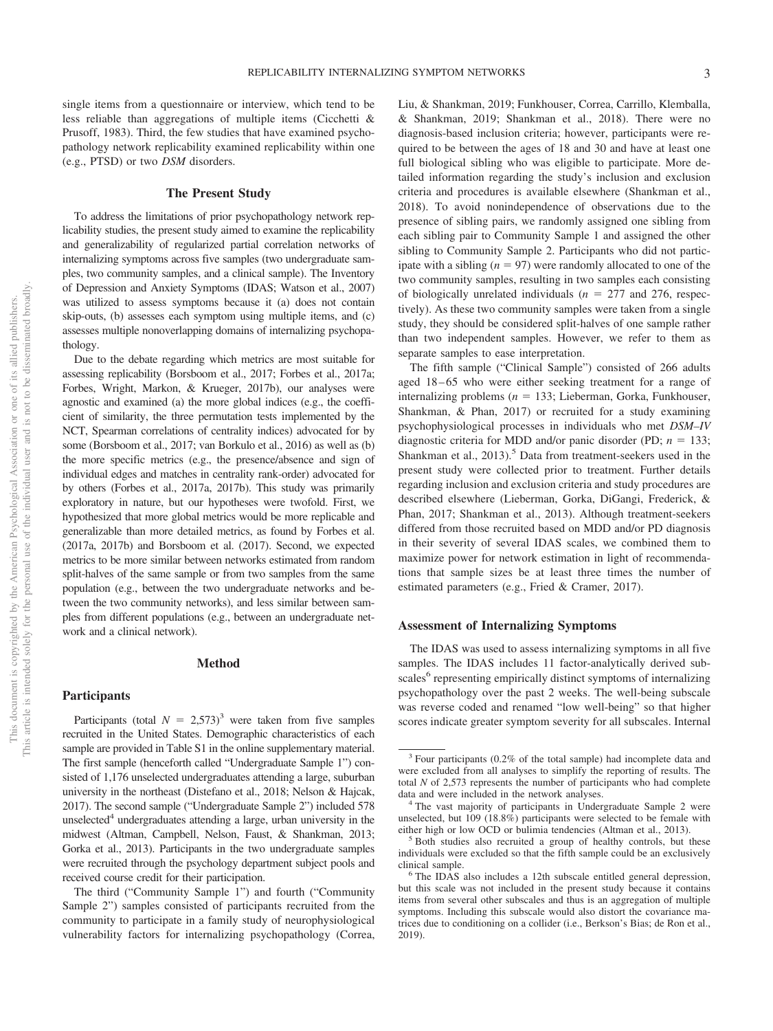single items from a questionnaire or interview, which tend to be less reliable than aggregations of multiple items (Cicchetti & Prusoff, 1983). Third, the few studies that have examined psychopathology network replicability examined replicability within one (e.g., PTSD) or two *DSM* disorders.

## The Present Study

To address the limitations of prior psychopathology network replicability studies, the present study aimed to examine the replicability and generalizability of regularized partial correlation networks of internalizing symptoms across five samples (two undergraduate samples, two community samples, and a clinical sample). The Inventory of Depression and Anxiety Symptoms (IDAS; Watson et al., 2007) was utilized to assess symptoms because it (a) does not contain skip-outs, (b) assesses each symptom using multiple items, and (c) assesses multiple nonoverlapping domains of internalizing psychopathology.

Due to the debate regarding which metrics are most suitable for assessing replicability (Borsboom et al., 2017; Forbes et al., 2017a; Forbes, Wright, Markon, & Krueger, 2017b), our analyses were agnostic and examined (a) the more global indices (e.g., the coefficient of similarity, the three permutation tests implemented by the NCT, Spearman correlations of centrality indices) advocated for by some (Borsboom et al., 2017; van Borkulo et al., 2016) as well as (b) the more specific metrics (e.g., the presence/absence and sign of individual edges and matches in centrality rank-order) advocated for by others (Forbes et al., 2017a, 2017b). This study was primarily exploratory in nature, but our hypotheses were twofold. First, we hypothesized that more global metrics would be more replicable and generalizable than more detailed metrics, as found by Forbes et al. (2017a, 2017b) and Borsboom et al. (2017). Second, we expected metrics to be more similar between networks estimated from random split-halves of the same sample or from two samples from the same population (e.g., between the two undergraduate networks and between the two community networks), and less similar between samples from different populations (e.g., between an undergraduate network and a clinical network).

# Method

## Participants

Participants (total $N = 2{,}573$)[3] were taken from five samples recruited in the United States. Demographic characteristics of each sample are provided in Table S1 in the online supplementary material. The first sample (henceforth called "Undergraduate Sample 1") consisted of 1,176 unselected undergraduates attending a large, suburban university in the northeast (Distefano et al., 2018; Nelson & Hajcak, 2017). The second sample ("Undergraduate Sample 2") included 578 unselected[4] undergraduates attending a large, urban university in the midwest (Altman, Campbell, Nelson, Faust, & Shankman, 2013; Gorka et al., 2013). Participants in the two undergraduate samples were recruited through the psychology department subject pools and received course credit for their participation.

The third ("Community Sample 1") and fourth ("Community Sample 2") samples consisted of participants recruited from the community to participate in a family study of neurophysiological vulnerability factors for internalizing psychopathology (Correa, Liu, & Shankman, 2019; Funkhouser, Correa, Carrillo, Klemballa, & Shankman, 2019; Shankman et al., 2018). There were no diagnosis-based inclusion criteria; however, participants were required to be between the ages of 18 and 30 and have at least one full biological sibling who was eligible to participate. More detailed information regarding the study's inclusion and exclusion criteria and procedures is available elsewhere (Shankman et al., 2018). To avoid nonindependence of observations due to the presence of sibling pairs, we randomly assigned one sibling from each sibling pair to Community Sample 1 and assigned the other sibling to Community Sample 2. Participants who did not participate with a sibling ($n = 97$) were randomly allocated to one of the two community samples, resulting in two samples each consisting of biologically unrelated individuals ($n = 277$ and 276, respectively). As these two community samples were taken from a single study, they should be considered split-halves of one sample rather than two independent samples. However, we refer to them as separate samples to ease interpretation.

The fifth sample ("Clinical Sample") consisted of 266 adults aged 18–65 who were either seeking treatment for a range of internalizing problems ($n = 133$; Lieberman, Gorka, Funkhouser, Shankman, & Phan, 2017) or recruited for a study examining psychophysiological processes in individuals who met *DSM–IV* diagnostic criteria for MDD and/or panic disorder (PD; $n = 133$; Shankman et al., 2013).[5] Data from treatment-seekers used in the present study were collected prior to treatment. Further details regarding inclusion and exclusion criteria and study procedures are described elsewhere (Lieberman, Gorka, DiGangi, Frederick, & Phan, 2017; Shankman et al., 2013). Although treatment-seekers differed from those recruited based on MDD and/or PD diagnosis in their severity of several IDAS scales, we combined them to maximize power for network estimation in light of recommendations that sample sizes be at least three times the number of estimated parameters (e.g., Fried & Cramer, 2017).

## Assessment of Internalizing Symptoms

The IDAS was used to assess internalizing symptoms in all five samples. The IDAS includes 11 factor-analytically derived subscales[6] representing empirically distinct symptoms of internalizing psychopathology over the past 2 weeks. The well-being subscale was reverse coded and renamed "low well-being" so that higher scores indicate greater symptom severity for all subscales. Internal

[3] Four participants (0.2% of the total sample) had incomplete data and were excluded from all analyses to simplify the reporting of results. The total $N$ of 2,573 represents the number of participants who had complete data and were included in the network analyses.

[4] The vast majority of participants in Undergraduate Sample 2 were unselected, but 109 (18.8%) participants were selected to be female with either high or low OCD or bulimia tendencies (Altman et al., 2013).

[5] Both studies also recruited a group of healthy controls, but these individuals were excluded so that the fifth sample could be an exclusively clinical sample.

[6] The IDAS also includes a 12th subscale entitled general depression, but this scale was not included in the present study because it contains items from several other subscales and thus is an aggregation of multiple symptoms. Including this subscale would also distort the covariance matrices due to conditioning on a collider (i.e., Berkson's Bias; de Ron et al., 2019).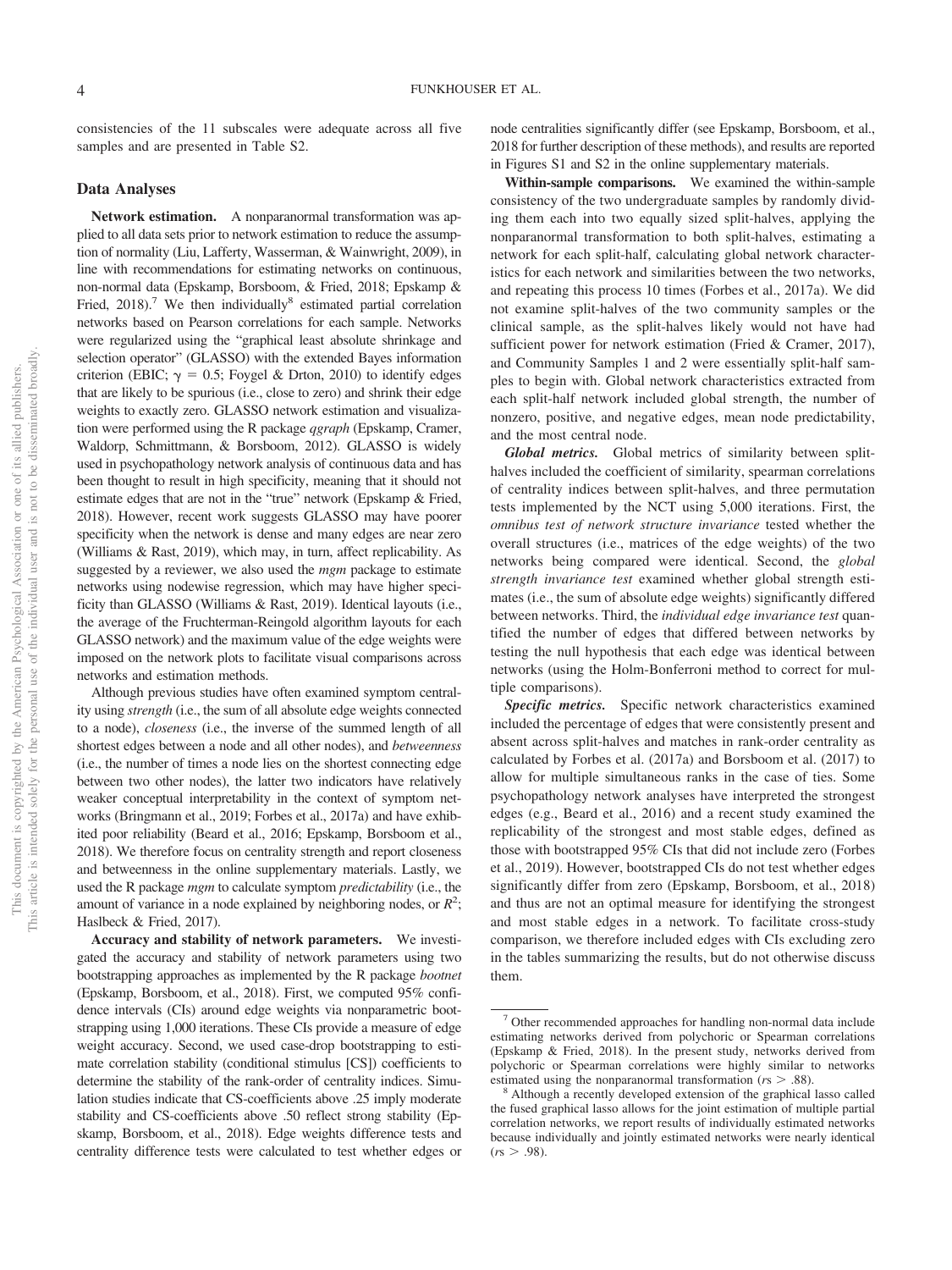consistencies of the 11 subscales were adequate across all five samples and are presented in Table S2.

## Data Analyses

**Network estimation.** A nonparanormal transformation was applied to all data sets prior to network estimation to reduce the assumption of normality (Liu, Lafferty, Wasserman, & Wainwright, 2009), in line with recommendations for estimating networks on continuous, non-normal data (Epskamp, Borsboom, & Fried, 2018; Epskamp & Fried, 2018).[7] We then individually[8] estimated partial correlation networks based on Pearson correlations for each sample. Networks were regularized using the "graphical least absolute shrinkage and selection operator" (GLASSO) with the extended Bayes information criterion (EBIC; $\gamma = 0.5$; Foygel & Drton, 2010) to identify edges that are likely to be spurious (i.e., close to zero) and shrink their edge weights to exactly zero. GLASSO network estimation and visualization were performed using the R package *qgraph* (Epskamp, Cramer, Waldorp, Schmittmann, & Borsboom, 2012). GLASSO is widely used in psychopathology network analysis of continuous data and has been thought to result in high specificity, meaning that it should not estimate edges that are not in the "true" network (Epskamp & Fried, 2018). However, recent work suggests GLASSO may have poorer specificity when the network is dense and many edges are near zero (Williams & Rast, 2019), which may, in turn, affect replicability. As suggested by a reviewer, we also used the *mgm* package to estimate networks using nodewise regression, which may have higher specificity than GLASSO (Williams & Rast, 2019). Identical layouts (i.e., the average of the Fruchterman-Reingold algorithm layouts for each GLASSO network) and the maximum value of the edge weights were imposed on the network plots to facilitate visual comparisons across networks and estimation methods.

Although previous studies have often examined symptom centrality using *strength* (i.e., the sum of all absolute edge weights connected to a node), *closeness* (i.e., the inverse of the summed length of all shortest edges between a node and all other nodes), and *betweenness* (i.e., the number of times a node lies on the shortest connecting edge between two other nodes), the latter two indicators have relatively weaker conceptual interpretability in the context of symptom networks (Bringmann et al., 2019; Forbes et al., 2017a) and have exhibited poor reliability (Beard et al., 2016; Epskamp, Borsboom et al., 2018). We therefore focus on centrality strength and report closeness and betweenness in the online supplementary materials. Lastly, we used the R package *mgm* to calculate symptom *predictability* (i.e., the amount of variance in a node explained by neighboring nodes, or $R^2$; Haslbeck & Fried, 2017).

**Accuracy and stability of network parameters.** We investigated the accuracy and stability of network parameters using two bootstrapping approaches as implemented by the R package *bootnet* (Epskamp, Borsboom, et al., 2018). First, we computed 95% confidence intervals (CIs) around edge weights via nonparametric bootstrapping using 1,000 iterations. These CIs provide a measure of edge weight accuracy. Second, we used case-drop bootstrapping to estimate correlation stability (conditional stimulus [CS]) coefficients to determine the stability of the rank-order of centrality indices. Simulation studies indicate that CS-coefficients above .25 imply moderate stability and CS-coefficients above .50 reflect strong stability (Epskamp, Borsboom, et al., 2018). Edge weights difference tests and centrality difference tests were calculated to test whether edges or node centralities significantly differ (see Epskamp, Borsboom, et al., 2018 for further description of these methods), and results are reported in Figures S1 and S2 in the online supplementary materials.

**Within-sample comparisons.** We examined the within-sample consistency of the two undergraduate samples by randomly dividing them each into two equally sized split-halves, applying the nonparanormal transformation to both split-halves, estimating a network for each split-half, calculating global network characteristics for each network and similarities between the two networks, and repeating this process 10 times (Forbes et al., 2017a). We did not examine split-halves of the two community samples or the clinical sample, as the split-halves likely would not have had sufficient power for network estimation (Fried & Cramer, 2017), and Community Samples 1 and 2 were essentially split-half samples to begin with. Global network characteristics extracted from each split-half network included global strength, the number of nonzero, positive, and negative edges, mean node predictability, and the most central node.

***Global metrics.*** Global metrics of similarity between split-halves included the coefficient of similarity, spearman correlations of centrality indices between split-halves, and three permutation tests implemented by the NCT using 5,000 iterations. First, the *omnibus test of network structure invariance* tested whether the overall structures (i.e., matrices of the edge weights) of the two networks being compared were identical. Second, the *global strength invariance test* examined whether global strength estimates (i.e., the sum of absolute edge weights) significantly differed between networks. Third, the *individual edge invariance test* quantified the number of edges that differed between networks by testing the null hypothesis that each edge was identical between networks (using the Holm-Bonferroni method to correct for multiple comparisons).

***Specific metrics.*** Specific network characteristics examined included the percentage of edges that were consistently present and absent across split-halves and matches in rank-order centrality as calculated by Forbes et al. (2017a) and Borsboom et al. (2017) to allow for multiple simultaneous ranks in the case of ties. Some psychopathology network analyses have interpreted the strongest edges (e.g., Beard et al., 2016) and a recent study examined the replicability of the strongest and most stable edges, defined as those with bootstrapped 95% CIs that did not include zero (Forbes et al., 2019). However, bootstrapped CIs do not test whether edges significantly differ from zero (Epskamp, Borsboom, et al., 2018) and thus are not an optimal measure for identifying the strongest and most stable edges in a network. To facilitate cross-study comparison, we therefore included edges with CIs excluding zero in the tables summarizing the results, but do not otherwise discuss them.

---

[7] Other recommended approaches for handling non-normal data include estimating networks derived from polychoric or Spearman correlations (Epskamp & Fried, 2018). In the present study, networks derived from polychoric or Spearman correlations were highly similar to networks estimated using the nonparanormal transformation ($rs > .88$).

[8] Although a recently developed extension of the graphical lasso called the fused graphical lasso allows for the joint estimation of multiple partial correlation networks, we report results of individually estimated networks because individually and jointly estimated networks were nearly identical ($rs > .98$).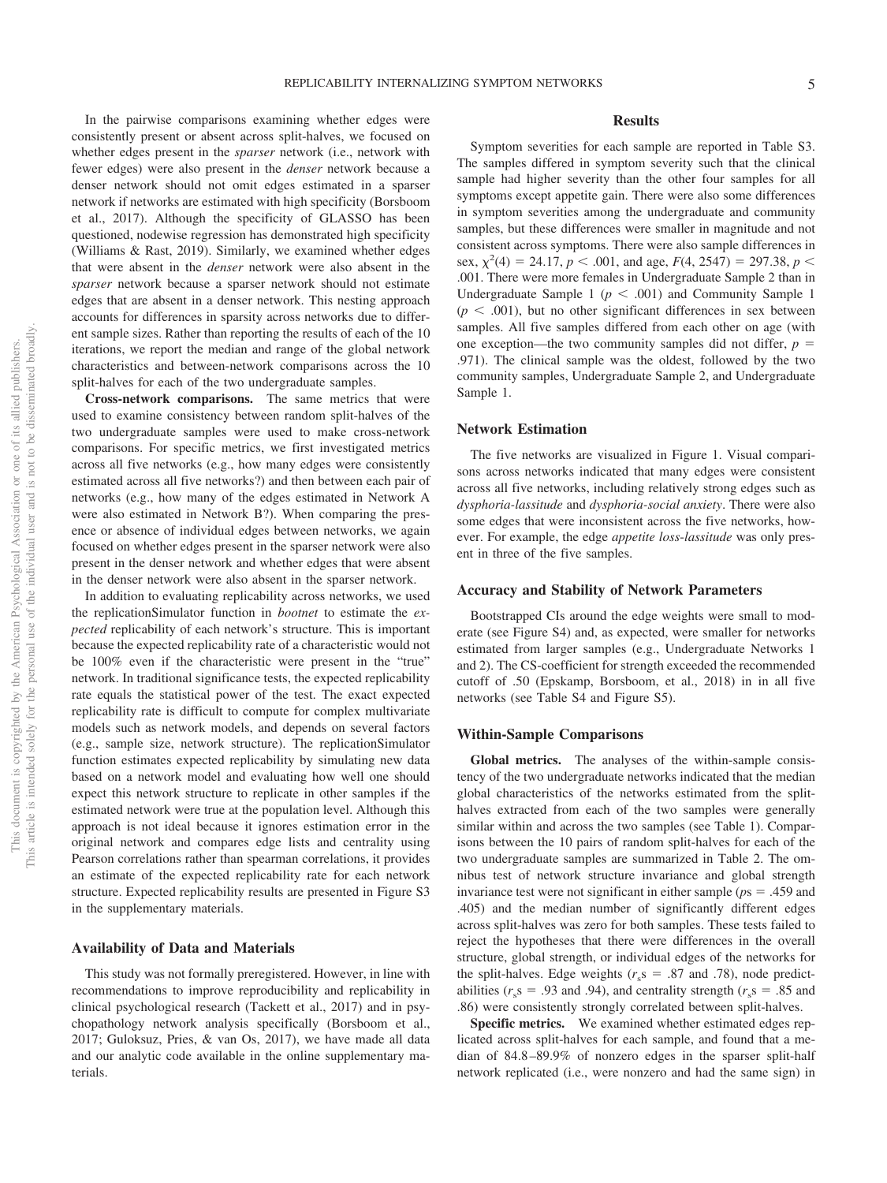In the pairwise comparisons examining whether edges were consistently present or absent across split-halves, we focused on whether edges present in the *sparser* network (i.e., network with fewer edges) were also present in the *denser* network because a denser network should not omit edges estimated in a sparser network if networks are estimated with high specificity (Borsboom et al., 2017). Although the specificity of GLASSO has been questioned, nodewise regression has demonstrated high specificity (Williams & Rast, 2019). Similarly, we examined whether edges that were absent in the *denser* network were also absent in the *sparser* network because a sparser network should not estimate edges that are absent in a denser network. This nesting approach accounts for differences in sparsity across networks due to different sample sizes. Rather than reporting the results of each of the 10 iterations, we report the median and range of the global network characteristics and between-network comparisons across the 10 split-halves for each of the two undergraduate samples.

**Cross-network comparisons.** The same metrics that were used to examine consistency between random split-halves of the two undergraduate samples were used to make cross-network comparisons. For specific metrics, we first investigated metrics across all five networks (e.g., how many edges were consistently estimated across all five networks?) and then between each pair of networks (e.g., how many of the edges estimated in Network A were also estimated in Network B?). When comparing the presence or absence of individual edges between networks, we again focused on whether edges present in the sparser network were also present in the denser network and whether edges that were absent in the denser network were also absent in the sparser network.

In addition to evaluating replicability across networks, we used the replicationSimulator function in *bootnet* to estimate the *expected* replicability of each network's structure. This is important because the expected replicability rate of a characteristic would not be 100% even if the characteristic were present in the "true" network. In traditional significance tests, the expected replicability rate equals the statistical power of the test. The exact expected replicability rate is difficult to compute for complex multivariate models such as network models, and depends on several factors (e.g., sample size, network structure). The replicationSimulator function estimates expected replicability by simulating new data based on a network model and evaluating how well one should expect this network structure to replicate in other samples if the estimated network were true at the population level. Although this approach is not ideal because it ignores estimation error in the original network and compares edge lists and centrality using Pearson correlations rather than spearman correlations, it provides an estimate of the expected replicability rate for each network structure. Expected replicability results are presented in Figure S3 in the supplementary materials.

## Availability of Data and Materials

This study was not formally preregistered. However, in line with recommendations to improve reproducibility and replicability in clinical psychological research (Tackett et al., 2017) and in psychopathology network analysis specifically (Borsboom et al., 2017; Guloksuz, Pries, & van Os, 2017), we have made all data and our analytic code available in the online supplementary materials.

# Results

Symptom severities for each sample are reported in Table S3. The samples differed in symptom severity such that the clinical sample had higher severity than the other four samples for all symptoms except appetite gain. There were also some differences in symptom severities among the undergraduate and community samples, but these differences were smaller in magnitude and not consistent across symptoms. There were also sample differences in sex, $\chi^2(4) = 24.17$, $p < .001$, and age, $F(4, 2547) = 297.38$, $p < .001$. There were more females in Undergraduate Sample 2 than in Undergraduate Sample 1 ($p < .001$) and Community Sample 1 ($p < .001$), but no other significant differences in sex between samples. All five samples differed from each other on age (with one exception—the two community samples did not differ, $p = .971$). The clinical sample was the oldest, followed by the two community samples, Undergraduate Sample 2, and Undergraduate Sample 1.

## Network Estimation

The five networks are visualized in Figure 1. Visual comparisons across networks indicated that many edges were consistent across all five networks, including relatively strong edges such as *dysphoria-lassitude* and *dysphoria-social anxiety*. There were also some edges that were inconsistent across the five networks, however. For example, the edge *appetite loss-lassitude* was only present in three of the five samples.

## Accuracy and Stability of Network Parameters

Bootstrapped CIs around the edge weights were small to moderate (see Figure S4) and, as expected, were smaller for networks estimated from larger samples (e.g., Undergraduate Networks 1 and 2). The CS-coefficient for strength exceeded the recommended cutoff of .50 (Epskamp, Borsboom, et al., 2018) in in all five networks (see Table S4 and Figure S5).

## Within-Sample Comparisons

**Global metrics.** The analyses of the within-sample consistency of the two undergraduate networks indicated that the median global characteristics of the networks estimated from the split-halves extracted from each of the two samples were generally similar within and across the two samples (see Table 1). Comparisons between the 10 pairs of random split-halves for each of the two undergraduate samples are summarized in Table 2. The omnibus test of network structure invariance and global strength invariance test were not significant in either sample ($p$s = .459 and .405) and the median number of significantly different edges across split-halves was zero for both samples. These tests failed to reject the hypotheses that there were differences in the overall structure, global strength, or individual edges of the networks for the split-halves. Edge weights ($r_s$s = .87 and .78), node predictabilities ($r_s$s = .93 and .94), and centrality strength ($r_s$s = .85 and .86) were consistently strongly correlated between split-halves.

**Specific metrics.** We examined whether estimated edges replicated across split-halves for each sample, and found that a median of 84.8–89.9% of nonzero edges in the sparser split-half network replicated (i.e., were nonzero and had the same sign) in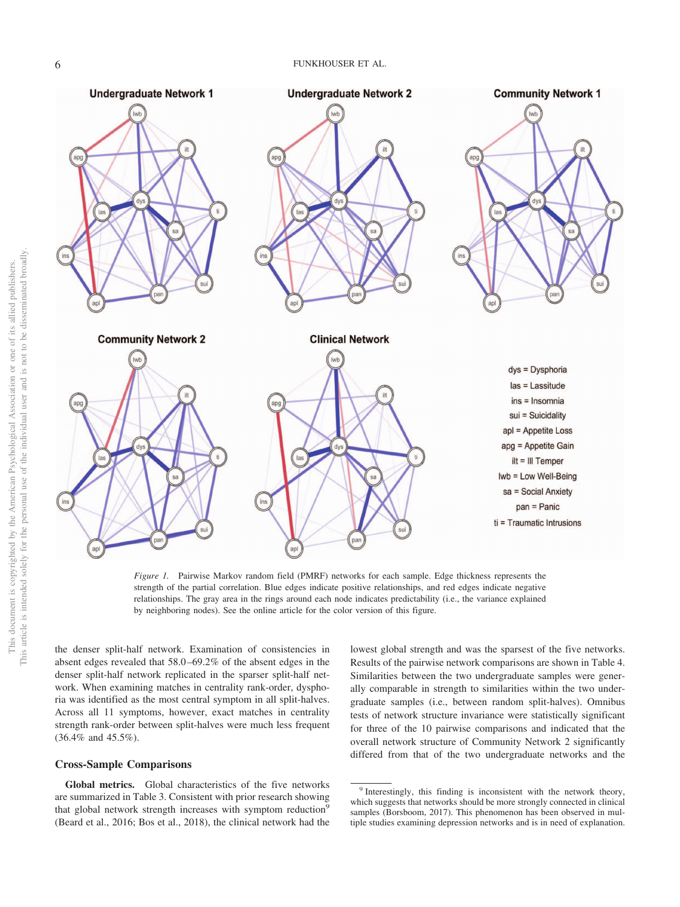*Figure 1.* Pairwise Markov random field (PMRF) networks for each sample. Edge thickness represents the strength of the partial correlation. Blue edges indicate positive relationships, and red edges indicate negative relationships. The gray area in the rings around each node indicates predictability (i.e., the variance explained by neighboring nodes). See the online article for the color version of this figure.

the denser split-half network. Examination of consistencies in absent edges revealed that 58.0–69.2% of the absent edges in the denser split-half network replicated in the sparser split-half network. When examining matches in centrality rank-order, dysphoria was identified as the most central symptom in all split-halves. Across all 11 symptoms, however, exact matches in centrality strength rank-order between split-halves were much less frequent (36.4% and 45.5%).

## Cross-Sample Comparisons

**Global metrics.** Global characteristics of the five networks are summarized in Table 3. Consistent with prior research showing that global network strength increases with symptom reduction[9] (Beard et al., 2016; Bos et al., 2018), the clinical network had the lowest global strength and was the sparsest of the five networks. Results of the pairwise network comparisons are shown in Table 4. Similarities between the two undergraduate samples were generally comparable in strength to similarities within the two undergraduate samples (i.e., between random split-halves). Omnibus tests of network structure invariance were statistically significant for three of the 10 pairwise comparisons and indicated that the overall network structure of Community Network 2 significantly differed from that of the two undergraduate networks and the

[9] Interestingly, this finding is inconsistent with the network theory, which suggests that networks should be more strongly connected in clinical samples (Borsboom, 2017). This phenomenon has been observed in multiple studies examining depression networks and is in need of explanation.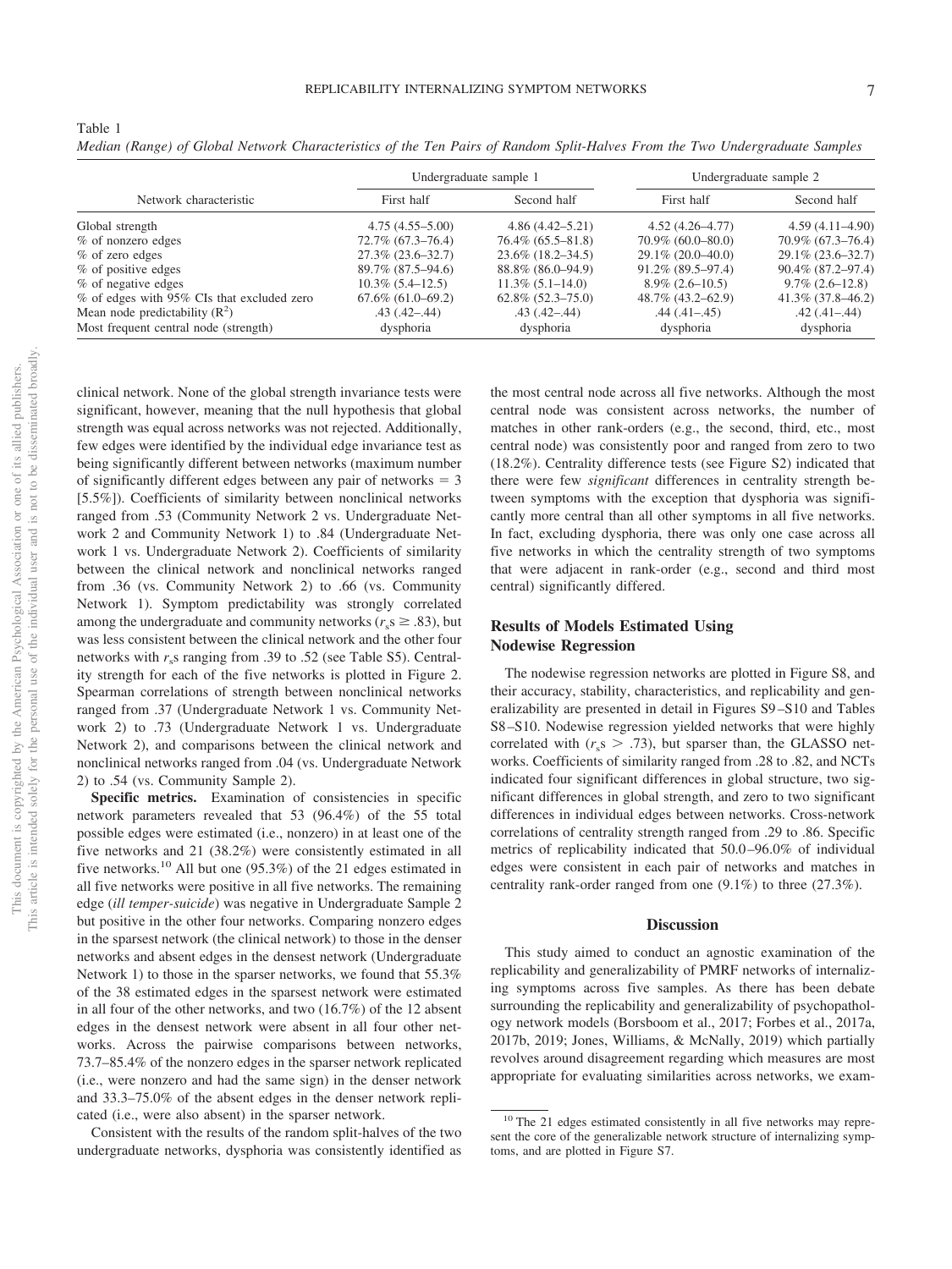Table 1

*Median (Range) of Global Network Characteristics of the Ten Pairs of Random Split-Halves From the Two Undergraduate Samples*

| Network characteristic | Undergraduate sample 1 | | Undergraduate sample 2 | |
|---|---|---|---|---|
| | First half | Second half | First half | Second half |
| Global strength | 4.75 (4.55–5.00) | 4.86 (4.42–5.21) | 4.52 (4.26–4.77) | 4.59 (4.11–4.90) |
| % of nonzero edges | 72.7% (67.3–76.4) | 76.4% (65.5–81.8) | 70.9% (60.0–80.0) | 70.9% (67.3–76.4) |
| % of zero edges | 27.3% (23.6–32.7) | 23.6% (18.2–34.5) | 29.1% (20.0–40.0) | 29.1% (23.6–32.7) |
| % of positive edges | 89.7% (87.5–94.6) | 88.8% (86.0–94.9) | 91.2% (89.5–97.4) | 90.4% (87.2–97.4) |
| % of negative edges | 10.3% (5.4–12.5) | 11.3% (5.1–14.0) | 8.9% (2.6–10.5) | 9.7% (2.6–12.8) |
| % of edges with 95% CIs that excluded zero | 67.6% (61.0–69.2) | 62.8% (52.3–75.0) | 48.7% (43.2–62.9) | 41.3% (37.8–46.2) |
| Mean node predictability ($R^2$) | .43 (.42–.44) | .43 (.42–.44) | .44 (.41–.45) | .42 (.41–.44) |
| Most frequent central node (strength) | dysphoria | dysphoria | dysphoria | dysphoria |

clinical network. None of the global strength invariance tests were significant, however, meaning that the null hypothesis that global strength was equal across networks was not rejected. Additionally, few edges were identified by the individual edge invariance test as being significantly different between networks (maximum number of significantly different edges between any pair of networks = 3 [5.5%]). Coefficients of similarity between nonclinical networks ranged from .53 (Community Network 2 vs. Undergraduate Network 2 and Community Network 1) to .84 (Undergraduate Network 1 vs. Undergraduate Network 2). Coefficients of similarity between the clinical network and nonclinical networks ranged from .36 (vs. Community Network 2) to .66 (vs. Community Network 1). Symptom predictability was strongly correlated among the undergraduate and community networks ($r_s$s ≥ .83), but was less consistent between the clinical network and the other four networks with $r_s$s ranging from .39 to .52 (see Table S5). Centrality strength for each of the five networks is plotted in Figure 2. Spearman correlations of strength between nonclinical networks ranged from .37 (Undergraduate Network 1 vs. Community Network 2) to .73 (Undergraduate Network 1 vs. Undergraduate Network 2), and comparisons between the clinical network and nonclinical networks ranged from .04 (vs. Undergraduate Network 2) to .54 (vs. Community Sample 2).

**Specific metrics.** Examination of consistencies in specific network parameters revealed that 53 (96.4%) of the 55 total possible edges were estimated (i.e., nonzero) in at least one of the five networks and 21 (38.2%) were consistently estimated in all five networks.[10] All but one (95.3%) of the 21 edges estimated in all five networks were positive in all five networks. The remaining edge (*ill temper-suicide*) was negative in Undergraduate Sample 2 but positive in the other four networks. Comparing nonzero edges in the sparsest network (the clinical network) to those in the denser networks and absent edges in the densest network (Undergraduate Network 1) to those in the sparser networks, we found that 55.3% of the 38 estimated edges in the sparsest network were estimated in all four of the other networks, and two (16.7%) of the 12 absent edges in the densest network were absent in all four other networks. Across the pairwise comparisons between networks, 73.7–85.4% of the nonzero edges in the sparser network replicated (i.e., were nonzero and had the same sign) in the denser network and 33.3–75.0% of the absent edges in the denser network replicated (i.e., were also absent) in the sparser network.

Consistent with the results of the random split-halves of the two undergraduate networks, dysphoria was consistently identified as the most central node across all five networks. Although the most central node was consistent across networks, the number of matches in other rank-orders (e.g., the second, third, etc., most central node) was consistently poor and ranged from zero to two (18.2%). Centrality difference tests (see Figure S2) indicated that there were few *significant* differences in centrality strength between symptoms with the exception that dysphoria was significantly more central than all other symptoms in all five networks. In fact, excluding dysphoria, there was only one case across all five networks in which the centrality strength of two symptoms that were adjacent in rank-order (e.g., second and third most central) significantly differed.

## Results of Models Estimated Using Nodewise Regression

The nodewise regression networks are plotted in Figure S8, and their accuracy, stability, characteristics, and replicability and generalizability are presented in detail in Figures S9–S10 and Tables S8–S10. Nodewise regression yielded networks that were highly correlated with ($r_s$s > .73), but sparser than, the GLASSO networks. Coefficients of similarity ranged from .28 to .82, and NCTs indicated four significant differences in global structure, two significant differences in global strength, and zero to two significant differences in individual edges between networks. Cross-network correlations of centrality strength ranged from .29 to .86. Specific metrics of replicability indicated that 50.0–96.0% of individual edges were consistent in each pair of networks and matches in centrality rank-order ranged from one (9.1%) to three (27.3%).

## Discussion

This study aimed to conduct an agnostic examination of the replicability and generalizability of PMRF networks of internalizing symptoms across five samples. As there has been debate surrounding the replicability and generalizability of psychopathology network models (Borsboom et al., 2017; Forbes et al., 2017a, 2017b, 2019; Jones, Williams, & McNally, 2019) which partially revolves around disagreement regarding which measures are most appropriate for evaluating similarities across networks, we exam-

[10] The 21 edges estimated consistently in all five networks may represent the core of the generalizable network structure of internalizing symptoms, and are plotted in Figure S7.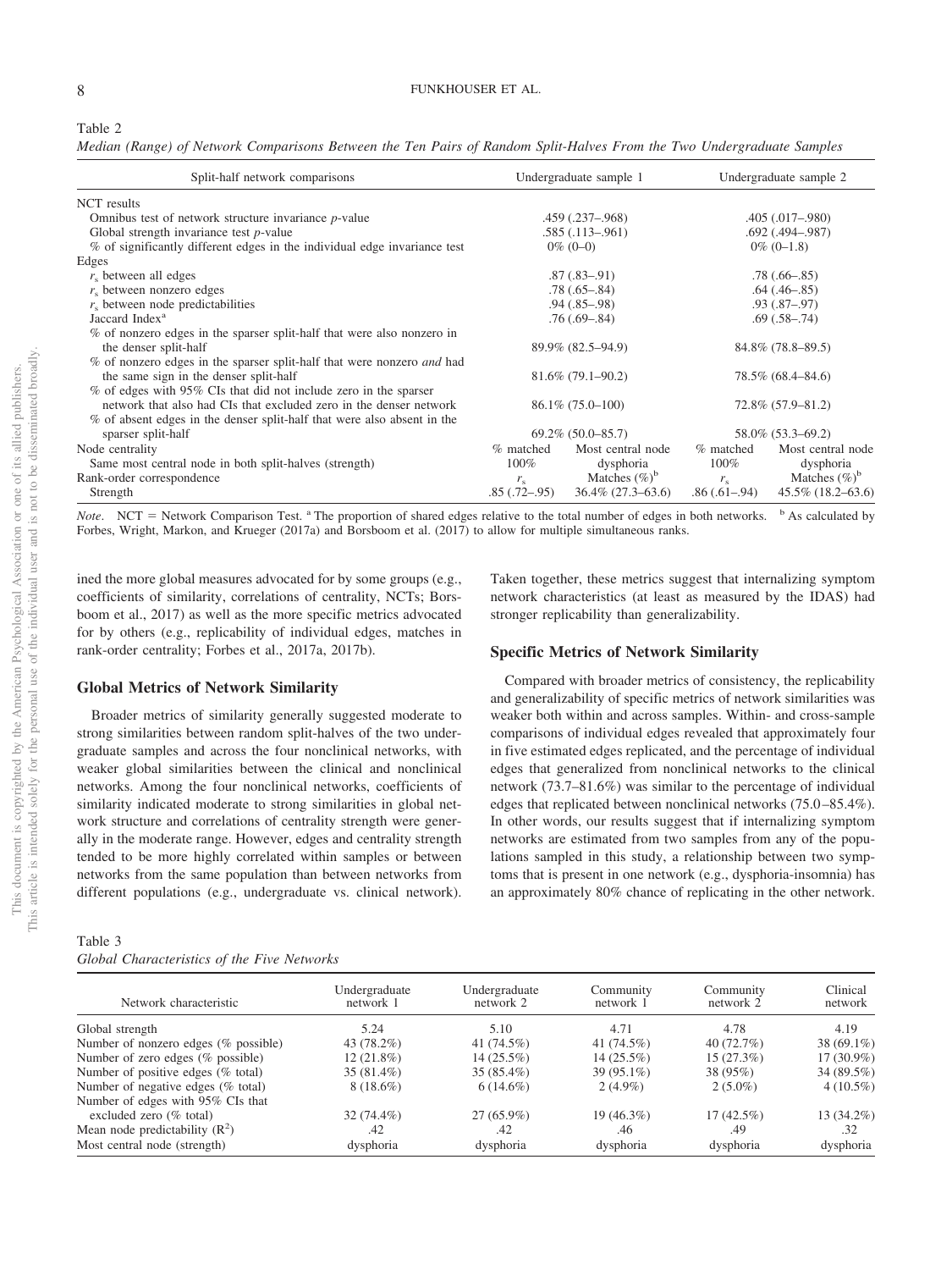Table 2
*Median (Range) of Network Comparisons Between the Ten Pairs of Random Split-Halves From the Two Undergraduate Samples*

| Split-half network comparisons | Undergraduate sample 1 | | Undergraduate sample 2 | |
|---|---|---|---|---|
| NCT results | | | | |
| Omnibus test of network structure invariance *p*-value | .459 (.237–.968) | | .405 (.017–.980) | |
| Global strength invariance test *p*-value | .585 (.113–.961) | | .692 (.494–.987) | |
| % of significantly different edges in the individual edge invariance test | 0% (0–0) | | 0% (0–1.8) | |
| Edges | | | | |
| $r_s$ between all edges | .87 (.83–.91) | | .78 (.66–.85) | |
| $r_s$ between nonzero edges | .78 (.65–.84) | | .64 (.46–.85) | |
| $r_s$ between node predictabilities | .94 (.85–.98) | | .93 (.87–.97) | |
| Jaccard Index[a] | .76 (.69–.84) | | .69 (.58–.74) | |
| % of nonzero edges in the sparser split-half that were also nonzero in the denser split-half | 89.9% (82.5–94.9) | | 84.8% (78.8–89.5) | |
| % of nonzero edges in the sparser split-half that were nonzero *and* had the same sign in the denser split-half | 81.6% (79.1–90.2) | | 78.5% (68.4–84.6) | |
| % of edges with 95% CIs that did not include zero in the sparser network that also had CIs that excluded zero in the denser network | 86.1% (75.0–100) | | 72.8% (57.9–81.2) | |
| % of absent edges in the denser split-half that were also absent in the sparser split-half | 69.2% (50.0–85.7) | | 58.0% (53.3–69.2) | |
| Node centrality | % matched | Most central node | % matched | Most central node |
| Same most central node in both split-halves (strength) | 100% | dysphoria | 100% | dysphoria |
| Rank-order correspondence | $r_s$ | Matches (%)[b] | $r_s$ | Matches (%)[b] |
| Strength | .85 (.72–.95) | 36.4% (27.3–63.6) | .86 (.61–.94) | 45.5% (18.2–63.6) |

*Note*. NCT = Network Comparison Test. [a] The proportion of shared edges relative to the total number of edges in both networks. [b] As calculated by Forbes, Wright, Markon, and Krueger (2017a) and Borsboom et al. (2017) to allow for multiple simultaneous ranks.

ined the more global measures advocated for by some groups (e.g., coefficients of similarity, correlations of centrality, NCTs; Borsboom et al., 2017) as well as the more specific metrics advocated for by others (e.g., replicability of individual edges, matches in rank-order centrality; Forbes et al., 2017a, 2017b).

### Global Metrics of Network Similarity

Broader metrics of similarity generally suggested moderate to strong similarities between random split-halves of the two undergraduate samples and across the four nonclinical networks, with weaker global similarities between the clinical and nonclinical networks. Among the four nonclinical networks, coefficients of similarity indicated moderate to strong similarities in global network structure and correlations of centrality strength were generally in the moderate range. However, edges and centrality strength tended to be more highly correlated within samples or between networks from the same population than between networks from different populations (e.g., undergraduate vs. clinical network). Taken together, these metrics suggest that internalizing symptom network characteristics (at least as measured by the IDAS) had stronger replicability than generalizability.

### Specific Metrics of Network Similarity

Compared with broader metrics of consistency, the replicability and generalizability of specific metrics of network similarities was weaker both within and across samples. Within- and cross-sample comparisons of individual edges revealed that approximately four in five estimated edges replicated, and the percentage of individual edges that generalized from nonclinical networks to the clinical network (73.7–81.6%) was similar to the percentage of individual edges that replicated between nonclinical networks (75.0–85.4%). In other words, our results suggest that if internalizing symptom networks are estimated from two samples from any of the populations sampled in this study, a relationship between two symptoms that is present in one network (e.g., dysphoria-insomnia) has an approximately 80% chance of replicating in the other network.

Table 3
*Global Characteristics of the Five Networks*

| Network characteristic | Undergraduate network 1 | Undergraduate network 2 | Community network 1 | Community network 2 | Clinical network |
|---|---|---|---|---|---|
| Global strength | 5.24 | 5.10 | 4.71 | 4.78 | 4.19 |
| Number of nonzero edges (% possible) | 43 (78.2%) | 41 (74.5%) | 41 (74.5%) | 40 (72.7%) | 38 (69.1%) |
| Number of zero edges (% possible) | 12 (21.8%) | 14 (25.5%) | 14 (25.5%) | 15 (27.3%) | 17 (30.9%) |
| Number of positive edges (% total) | 35 (81.4%) | 35 (85.4%) | 39 (95.1%) | 38 (95%) | 34 (89.5%) |
| Number of negative edges (% total) | 8 (18.6%) | 6 (14.6%) | 2 (4.9%) | 2 (5.0%) | 4 (10.5%) |
| Number of edges with 95% CIs that excluded zero (% total) | 32 (74.4%) | 27 (65.9%) | 19 (46.3%) | 17 (42.5%) | 13 (34.2%) |
| Mean node predictability ($R^2$) | .42 | .42 | .46 | .49 | .32 |
| Most central node (strength) | dysphoria | dysphoria | dysphoria | dysphoria | dysphoria |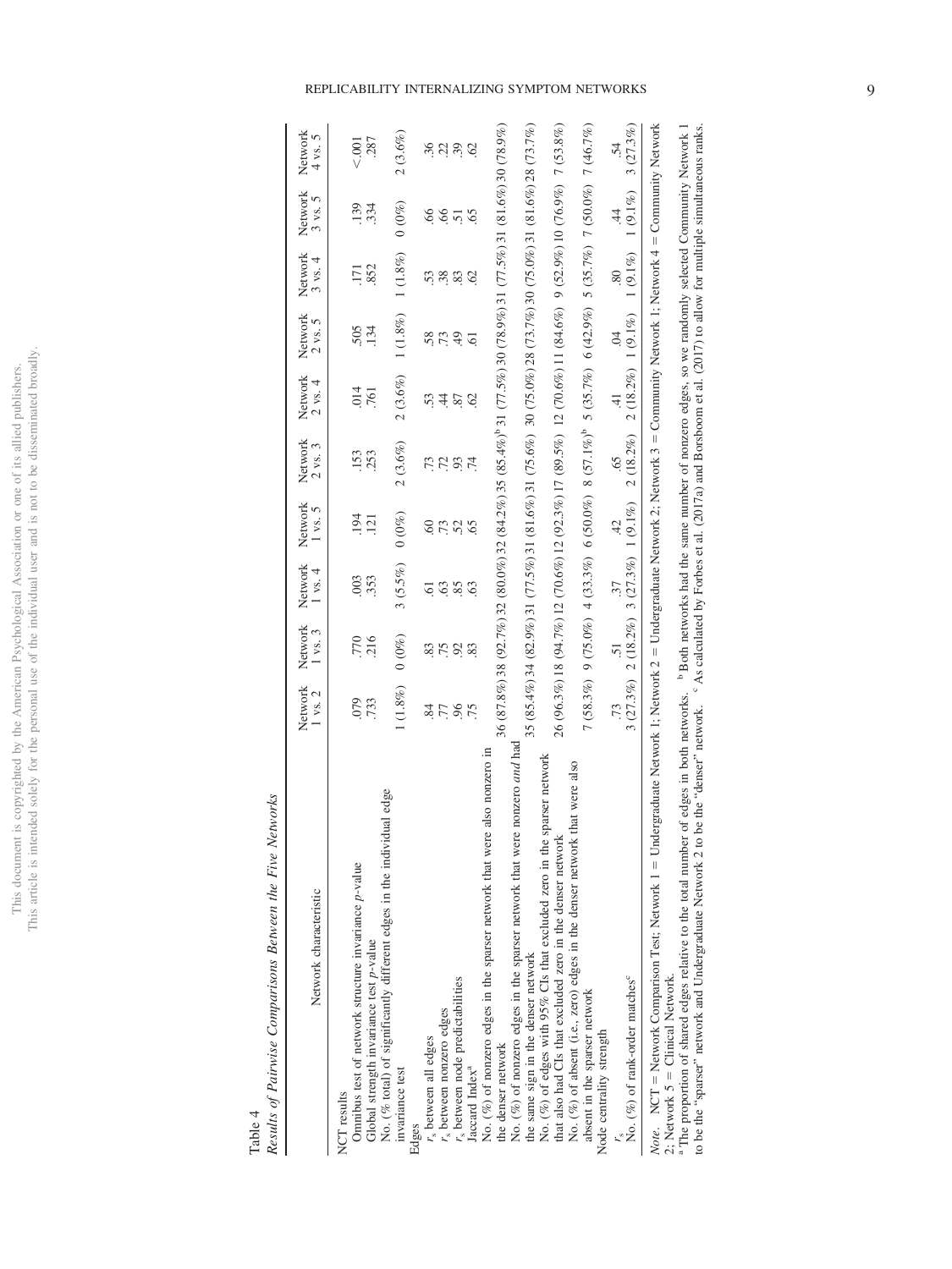Table 4

*Results of Pairwise Comparisons Between the Five Networks*

| Network characteristic | Network 1 vs. 2 | Network 1 vs. 3 | Network 1 vs. 4 | Network 1 vs. 5 | Network 2 vs. 3 | Network 2 vs. 4 | Network 2 vs. 5 | Network 3 vs. 4 | Network 3 vs. 5 | Network 4 vs. 5 |
|---|---|---|---|---|---|---|---|---|---|---|
| NCT results | | | | | | | | | | |
| Omnibus test of network structure invariance *p*-value | .079 | .770 | .003 | .194 | .153 | .014 | .505 | .171 | .139 | <.001 |
| Global strength invariance test *p*-value | .733 | .216 | .353 | .121 | .253 | .761 | .134 | .852 | .334 | .287 |
| No. (% total) of significantly different edges in the individual edge invariance test | 1 (1.8%) | 0 (0%) | 3 (5.5%) | 0 (0%) | 2 (3.6%) | 2 (3.6%) | 1 (1.8%) | 1 (1.8%) | 0 (0%) | 2 (3.6%) |
| Edges | | | | | | | | | | |
| $r_s$ between all edges | .84 | .83 | .61 | .60 | .73 | .53 | .58 | .53 | .66 | .36 |
| $r_s$ between nonzero edges | .77 | .75 | .63 | .73 | .72 | .44 | .73 | .38 | .66 | .22 |
| $r_s$ between node predictabilities | .96 | .92 | .85 | .52 | .93 | .87 | .49 | .83 | .51 | .39 |
| Jaccard Index[a] | .75 | .83 | .63 | .65 | .74 | .62 | .61 | .62 | .65 | .62 |
| No. (%) of nonzero edges in the sparser network that were also nonzero in the denser network | 36 (87.8%) | 38 (92.7%) | 32 (80.0%) | 32 (84.2%) | 35 (85.4%)[b] | 31 (77.5%) | 30 (78.9%) | 31 (77.5%) | 31 (81.6%) | 30 (78.9%) |
| No. (%) of nonzero edges in the sparser network that were nonzero *and* had the same sign in the denser network | 35 (85.4%) | 34 (82.9%) | 31 (77.5%) | 31 (81.6%) | 31 (75.6%) | 30 (75.0%) | 28 (73.7%) | 30 (75.0%) | 31 (81.6%) | 28 (73.7%) |
| No. (%) of edges with 95% CIs that excluded zero in the sparser network that also had CIs that excluded zero in the denser network | 26 (96.3%) | 18 (94.7%) | 12 (70.6%) | 12 (92.3%) | 17 (89.5%) | 12 (70.6%) | 11 (84.6%) | 9 (52.9%) | 10 (76.9%) | 7 (53.8%) |
| No. (%) of absent (i.e., zero) edges in the denser network that were also absent in the sparser network | 7 (58.3%) | 9 (75.0%) | 4 (33.3%) | 6 (50.0%) | 8 (57.1%)[b] | 5 (35.7%) | 6 (42.9%) | 5 (35.7%) | 7 (50.0%) | 7 (46.7%) |
| Node centrality strength | | | | | | | | | | |
| $r_s$ | .73 | .51 | .37 | .42 | .65 | .41 | .04 | .80 | .44 | .54 |
| No. (%) of rank-order matches[c] | 3 (27.3%) | 2 (18.2%) | 3 (27.3%) | 1 (9.1%) | 2 (18.2%) | 2 (18.2%) | 1 (9.1%) | 1 (9.1%) | 1 (9.1%) | 3 (27.3%) |

*Note.* NCT = Network Comparison Test; Network 1 = Undergraduate Network 1; Network 2 = Undergraduate Network 2; Network 3 = Community Network 1; Network 4 = Community Network 2; Network 5 = Clinical Network.
[a] The proportion of shared edges relative to the total number of edges in both networks. [b] Both networks had the same number of nonzero edges, so we randomly selected Community Network 1 to be the "sparser" network and Undergraduate Network 2 to be the "denser" network. [c] As calculated by Forbes et al. (2017a) and Borsboom et al. (2017) to allow for multiple simultaneous ranks.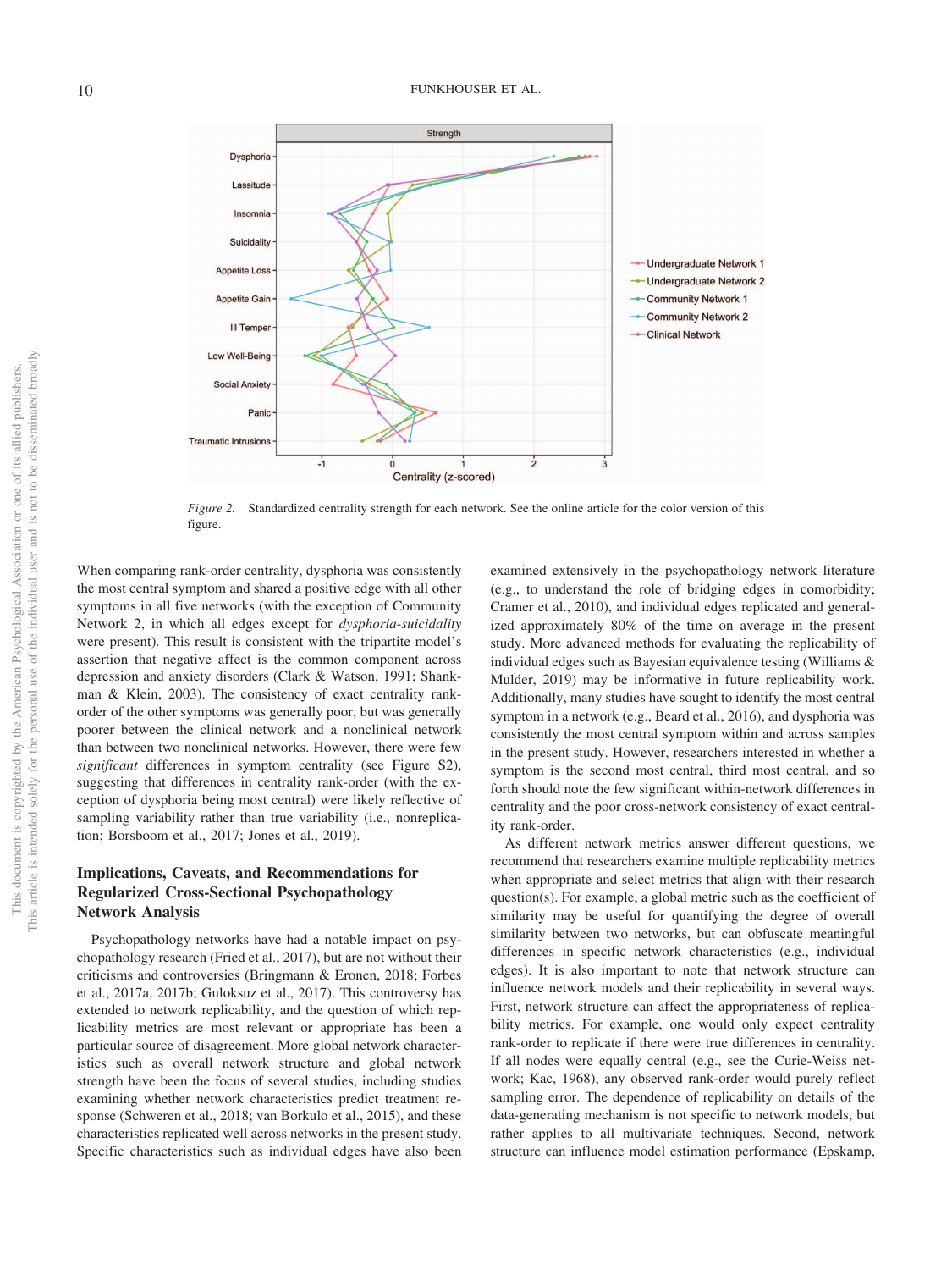*Figure 2.* Standardized centrality strength for each network. See the online article for the color version of this figure.

When comparing rank-order centrality, dysphoria was consistently the most central symptom and shared a positive edge with all other symptoms in all five networks (with the exception of Community Network 2, in which all edges except for *dysphoria-suicidality* were present). This result is consistent with the tripartite model's assertion that negative affect is the common component across depression and anxiety disorders (Clark & Watson, 1991; Shankman & Klein, 2003). The consistency of exact centrality rank-order of the other symptoms was generally poor, but was generally poorer between the clinical network and a nonclinical network than between two nonclinical networks. However, there were few *significant* differences in symptom centrality (see Figure S2), suggesting that differences in centrality rank-order (with the exception of dysphoria being most central) were likely reflective of sampling variability rather than true variability (i.e., nonreplication; Borsboom et al., 2017; Jones et al., 2019).

## Implications, Caveats, and Recommendations for Regularized Cross-Sectional Psychopathology Network Analysis

Psychopathology networks have had a notable impact on psychopathology research (Fried et al., 2017), but are not without their criticisms and controversies (Bringmann & Eronen, 2018; Forbes et al., 2017a, 2017b; Guloksuz et al., 2017). This controversy has extended to network replicability, and the question of which replicability metrics are most relevant or appropriate has been a particular source of disagreement. More global network characteristics such as overall network structure and global network strength have been the focus of several studies, including studies examining whether network characteristics predict treatment response (Schweren et al., 2018; van Borkulo et al., 2015), and these characteristics replicated well across networks in the present study. Specific characteristics such as individual edges have also been examined extensively in the psychopathology network literature (e.g., to understand the role of bridging edges in comorbidity; Cramer et al., 2010), and individual edges replicated and generalized approximately 80% of the time on average in the present study. More advanced methods for evaluating the replicability of individual edges such as Bayesian equivalence testing (Williams & Mulder, 2019) may be informative in future replicability work. Additionally, many studies have sought to identify the most central symptom in a network (e.g., Beard et al., 2016), and dysphoria was consistently the most central symptom within and across samples in the present study. However, researchers interested in whether a symptom is the second most central, third most central, and so forth should note the few significant within-network differences in centrality and the poor cross-network consistency of exact centrality rank-order.

As different network metrics answer different questions, we recommend that researchers examine multiple replicability metrics when appropriate and select metrics that align with their research question(s). For example, a global metric such as the coefficient of similarity may be useful for quantifying the degree of overall similarity between two networks, but can obfuscate meaningful differences in specific network characteristics (e.g., individual edges). It is also important to note that network structure can influence network models and their replicability in several ways. First, network structure can affect the appropriateness of replicability metrics. For example, one would only expect centrality rank-order to replicate if there were true differences in centrality. If all nodes were equally central (e.g., see the Curie-Weiss network; Kac, 1968), any observed rank-order would purely reflect sampling error. The dependence of replicability on details of the data-generating mechanism is not specific to network models, but rather applies to all multivariate techniques. Second, network structure can influence model estimation performance (Epskamp,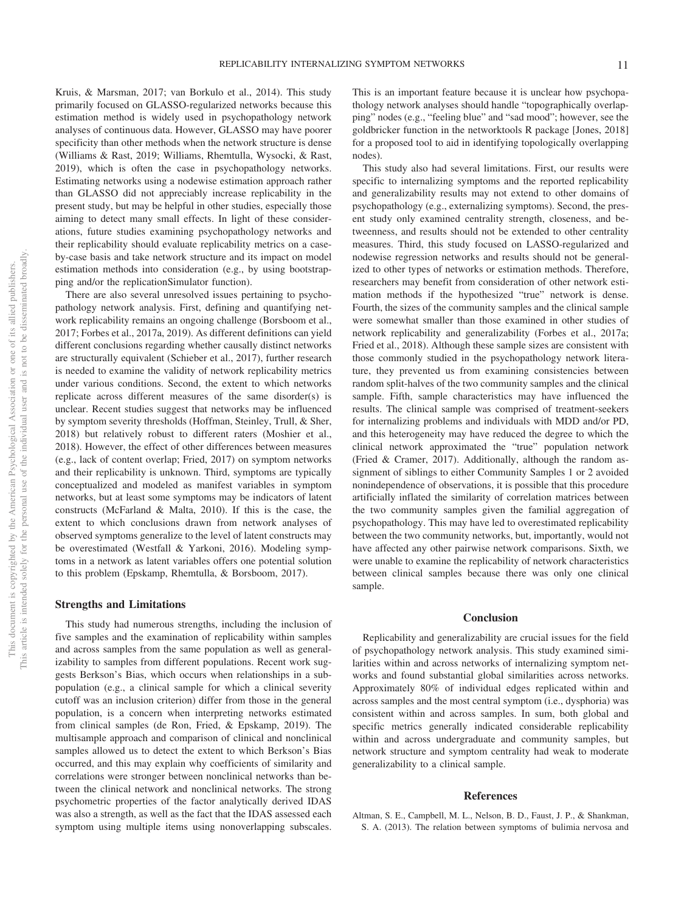Kruis, & Marsman, 2017; van Borkulo et al., 2014). This study primarily focused on GLASSO-regularized networks because this estimation method is widely used in psychopathology network analyses of continuous data. However, GLASSO may have poorer specificity than other methods when the network structure is dense (Williams & Rast, 2019; Williams, Rhemtulla, Wysocki, & Rast, 2019), which is often the case in psychopathology networks. Estimating networks using a nodewise estimation approach rather than GLASSO did not appreciably increase replicability in the present study, but may be helpful in other studies, especially those aiming to detect many small effects. In light of these considerations, future studies examining psychopathology networks and their replicability should evaluate replicability metrics on a case-by-case basis and take network structure and its impact on model estimation methods into consideration (e.g., by using bootstrapping and/or the replicationSimulator function).

There are also several unresolved issues pertaining to psychopathology network analysis. First, defining and quantifying network replicability remains an ongoing challenge (Borsboom et al., 2017; Forbes et al., 2017a, 2019). As different definitions can yield different conclusions regarding whether causally distinct networks are structurally equivalent (Schieber et al., 2017), further research is needed to examine the validity of network replicability metrics under various conditions. Second, the extent to which networks replicate across different measures of the same disorder(s) is unclear. Recent studies suggest that networks may be influenced by symptom severity thresholds (Hoffman, Steinley, Trull, & Sher, 2018) but relatively robust to different raters (Moshier et al., 2018). However, the effect of other differences between measures (e.g., lack of content overlap; Fried, 2017) on symptom networks and their replicability is unknown. Third, symptoms are typically conceptualized and modeled as manifest variables in symptom networks, but at least some symptoms may be indicators of latent constructs (McFarland & Malta, 2010). If this is the case, the extent to which conclusions drawn from network analyses of observed symptoms generalize to the level of latent constructs may be overestimated (Westfall & Yarkoni, 2016). Modeling symptoms in a network as latent variables offers one potential solution to this problem (Epskamp, Rhemtulla, & Borsboom, 2017).

## Strengths and Limitations

This study had numerous strengths, including the inclusion of five samples and the examination of replicability within samples and across samples from the same population as well as generalizability to samples from different populations. Recent work suggests Berkson's Bias, which occurs when relationships in a subpopulation (e.g., a clinical sample for which a clinical severity cutoff was an inclusion criterion) differ from those in the general population, is a concern when interpreting networks estimated from clinical samples (de Ron, Fried, & Epskamp, 2019). The multisample approach and comparison of clinical and nonclinical samples allowed us to detect the extent to which Berkson's Bias occurred, and this may explain why coefficients of similarity and correlations were stronger between nonclinical networks than between the clinical network and nonclinical networks. The strong psychometric properties of the factor analytically derived IDAS was also a strength, as well as the fact that the IDAS assessed each symptom using multiple items using nonoverlapping subscales. This is an important feature because it is unclear how psychopathology network analyses should handle "topographically overlapping" nodes (e.g., "feeling blue" and "sad mood"; however, see the goldbricker function in the networktools R package [Jones, 2018] for a proposed tool to aid in identifying topologically overlapping nodes).

This study also had several limitations. First, our results were specific to internalizing symptoms and the reported replicability and generalizability results may not extend to other domains of psychopathology (e.g., externalizing symptoms). Second, the present study only examined centrality strength, closeness, and betweenness, and results should not be extended to other centrality measures. Third, this study focused on LASSO-regularized and nodewise regression networks and results should not be generalized to other types of networks or estimation methods. Therefore, researchers may benefit from consideration of other network estimation methods if the hypothesized "true" network is dense. Fourth, the sizes of the community samples and the clinical sample were somewhat smaller than those examined in other studies of network replicability and generalizability (Forbes et al., 2017a; Fried et al., 2018). Although these sample sizes are consistent with those commonly studied in the psychopathology network literature, they prevented us from examining consistencies between random split-halves of the two community samples and the clinical sample. Fifth, sample characteristics may have influenced the results. The clinical sample was comprised of treatment-seekers for internalizing problems and individuals with MDD and/or PD, and this heterogeneity may have reduced the degree to which the clinical network approximated the "true" population network (Fried & Cramer, 2017). Additionally, although the random assignment of siblings to either Community Samples 1 or 2 avoided nonindependence of observations, it is possible that this procedure artificially inflated the similarity of correlation matrices between the two community samples given the familial aggregation of psychopathology. This may have led to overestimated replicability between the two community networks, but, importantly, would not have affected any other pairwise network comparisons. Sixth, we were unable to examine the replicability of network characteristics between clinical samples because there was only one clinical sample.

## Conclusion

Replicability and generalizability are crucial issues for the field of psychopathology network analysis. This study examined similarities within and across networks of internalizing symptom networks and found substantial global similarities across networks. Approximately 80% of individual edges replicated within and across samples and the most central symptom (i.e., dysphoria) was consistent within and across samples. In sum, both global and specific metrics generally indicated considerable replicability within and across undergraduate and community samples, but network structure and symptom centrality had weak to moderate generalizability to a clinical sample.

## References

Altman, S. E., Campbell, M. L., Nelson, B. D., Faust, J. P., & Shankman, S. A. (2013). The relation between symptoms of bulimia nervosa and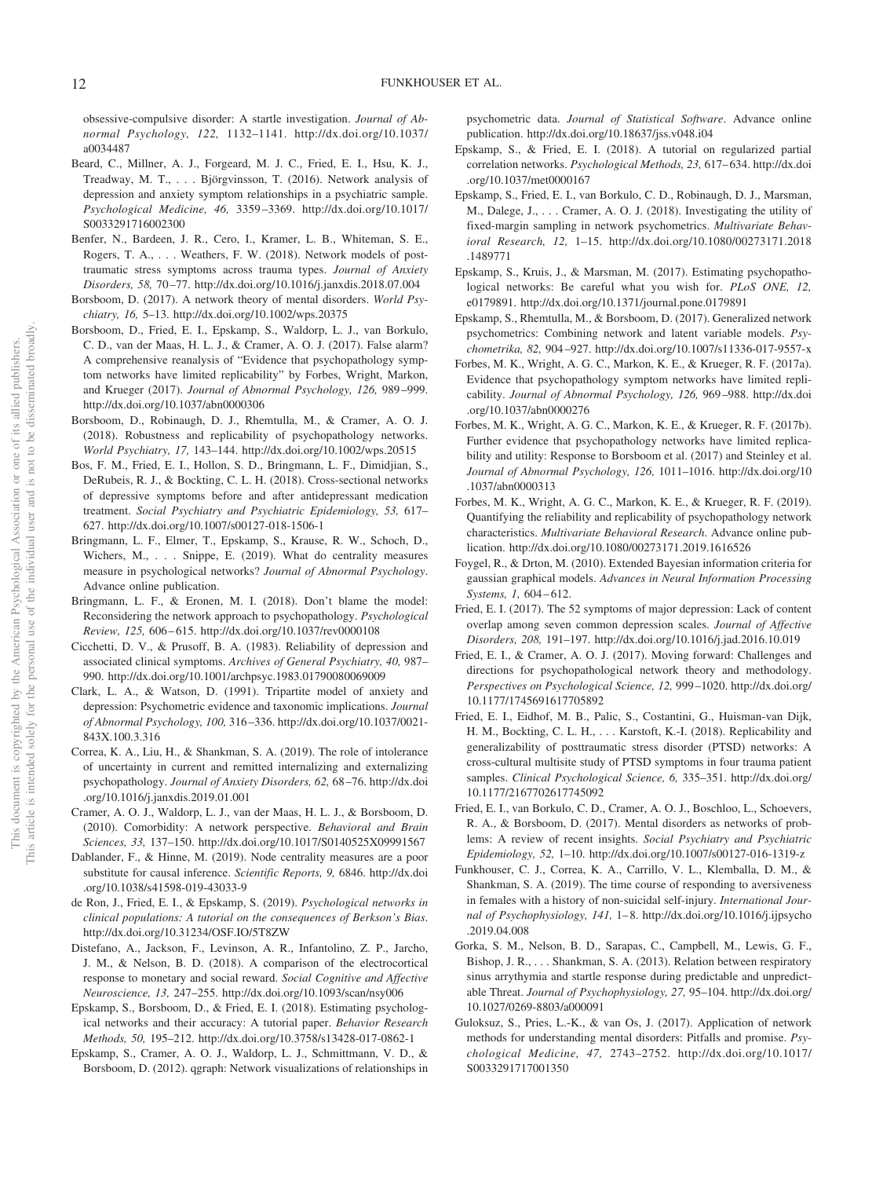obsessive-compulsive disorder: A startle investigation. *Journal of Abnormal Psychology, 122,* 1132–1141. http://dx.doi.org/10.1037/a0034487

Beard, C., Millner, A. J., Forgeard, M. J. C., Fried, E. I., Hsu, K. J., Treadway, M. T., . . . Björgvinsson, T. (2016). Network analysis of depression and anxiety symptom relationships in a psychiatric sample. *Psychological Medicine, 46,* 3359–3369. http://dx.doi.org/10.1017/S0033291716002300

Benfer, N., Bardeen, J. R., Cero, I., Kramer, L. B., Whiteman, S. E., Rogers, T. A., . . . Weathers, F. W. (2018). Network models of posttraumatic stress symptoms across trauma types. *Journal of Anxiety Disorders, 58,* 70–77. http://dx.doi.org/10.1016/j.janxdis.2018.07.004

Borsboom, D. (2017). A network theory of mental disorders. *World Psychiatry, 16,* 5–13. http://dx.doi.org/10.1002/wps.20375

Borsboom, D., Fried, E. I., Epskamp, S., Waldorp, L. J., van Borkulo, C. D., van der Maas, H. L. J., & Cramer, A. O. J. (2017). False alarm? A comprehensive reanalysis of "Evidence that psychopathology symptom networks have limited replicability" by Forbes, Wright, Markon, and Krueger (2017). *Journal of Abnormal Psychology, 126,* 989–999. http://dx.doi.org/10.1037/abn0000306

Borsboom, D., Robinaugh, D. J., Rhemtulla, M., & Cramer, A. O. J. (2018). Robustness and replicability of psychopathology networks. *World Psychiatry, 17,* 143–144. http://dx.doi.org/10.1002/wps.20515

Bos, F. M., Fried, E. I., Hollon, S. D., Bringmann, L. F., Dimidjian, S., DeRubeis, R. J., & Bockting, C. L. H. (2018). Cross-sectional networks of depressive symptoms before and after antidepressant medication treatment. *Social Psychiatry and Psychiatric Epidemiology, 53,* 617–627. http://dx.doi.org/10.1007/s00127-018-1506-1

Bringmann, L. F., Elmer, T., Epskamp, S., Krause, R. W., Schoch, D., Wichers, M., . . . Snippe, E. (2019). What do centrality measures measure in psychological networks? *Journal of Abnormal Psychology*. Advance online publication.

Bringmann, L. F., & Eronen, M. I. (2018). Don't blame the model: Reconsidering the network approach to psychopathology. *Psychological Review, 125,* 606–615. http://dx.doi.org/10.1037/rev0000108

Cicchetti, D. V., & Prusoff, B. A. (1983). Reliability of depression and associated clinical symptoms. *Archives of General Psychiatry, 40,* 987–990. http://dx.doi.org/10.1001/archpsyc.1983.01790080069009

Clark, L. A., & Watson, D. (1991). Tripartite model of anxiety and depression: Psychometric evidence and taxonomic implications. *Journal of Abnormal Psychology, 100,* 316–336. http://dx.doi.org/10.1037/0021-843X.100.3.316

Correa, K. A., Liu, H., & Shankman, S. A. (2019). The role of intolerance of uncertainty in current and remitted internalizing and externalizing psychopathology. *Journal of Anxiety Disorders, 62,* 68–76. http://dx.doi.org/10.1016/j.janxdis.2019.01.001

Cramer, A. O. J., Waldorp, L. J., van der Maas, H. L. J., & Borsboom, D. (2010). Comorbidity: A network perspective. *Behavioral and Brain Sciences, 33,* 137–150. http://dx.doi.org/10.1017/S0140525X09991567

Dablander, F., & Hinne, M. (2019). Node centrality measures are a poor substitute for causal inference. *Scientific Reports, 9,* 6846. http://dx.doi.org/10.1038/s41598-019-43033-9

de Ron, J., Fried, E. I., & Epskamp, S. (2019). *Psychological networks in clinical populations: A tutorial on the consequences of Berkson's Bias*. http://dx.doi.org/10.31234/OSF.IO/5T8ZW

Distefano, A., Jackson, F., Levinson, A. R., Infantolino, Z. P., Jarcho, J. M., & Nelson, B. D. (2018). A comparison of the electrocortical response to monetary and social reward. *Social Cognitive and Affective Neuroscience, 13,* 247–255. http://dx.doi.org/10.1093/scan/nsy006

Epskamp, S., Borsboom, D., & Fried, E. I. (2018). Estimating psychological networks and their accuracy: A tutorial paper. *Behavior Research Methods, 50,* 195–212. http://dx.doi.org/10.3758/s13428-017-0862-1

Epskamp, S., Cramer, A. O. J., Waldorp, L. J., Schmittmann, V. D., & Borsboom, D. (2012). qgraph: Network visualizations of relationships in psychometric data. *Journal of Statistical Software*. Advance online publication. http://dx.doi.org/10.18637/jss.v048.i04

Epskamp, S., & Fried, E. I. (2018). A tutorial on regularized partial correlation networks. *Psychological Methods, 23,* 617–634. http://dx.doi.org/10.1037/met0000167

Epskamp, S., Fried, E. I., van Borkulo, C. D., Robinaugh, D. J., Marsman, M., Dalege, J., . . . Cramer, A. O. J. (2018). Investigating the utility of fixed-margin sampling in network psychometrics. *Multivariate Behavioral Research, 12,* 1–15. http://dx.doi.org/10.1080/00273171.2018.1489771

Epskamp, S., Kruis, J., & Marsman, M. (2017). Estimating psychopathological networks: Be careful what you wish for. *PLoS ONE, 12,* e0179891. http://dx.doi.org/10.1371/journal.pone.0179891

Epskamp, S., Rhemtulla, M., & Borsboom, D. (2017). Generalized network psychometrics: Combining network and latent variable models. *Psychometrika, 82,* 904–927. http://dx.doi.org/10.1007/s11336-017-9557-x

Forbes, M. K., Wright, A. G. C., Markon, K. E., & Krueger, R. F. (2017a). Evidence that psychopathology symptom networks have limited replicability. *Journal of Abnormal Psychology, 126,* 969–988. http://dx.doi.org/10.1037/abn0000276

Forbes, M. K., Wright, A. G. C., Markon, K. E., & Krueger, R. F. (2017b). Further evidence that psychopathology networks have limited replicability and utility: Response to Borsboom et al. (2017) and Steinley et al. *Journal of Abnormal Psychology, 126,* 1011–1016. http://dx.doi.org/10.1037/abn0000313

Forbes, M. K., Wright, A. G. C., Markon, K. E., & Krueger, R. F. (2019). Quantifying the reliability and replicability of psychopathology network characteristics. *Multivariate Behavioral Research*. Advance online publication. http://dx.doi.org/10.1080/00273171.2019.1616526

Foygel, R., & Drton, M. (2010). Extended Bayesian information criteria for gaussian graphical models. *Advances in Neural Information Processing Systems, 1,* 604–612.

Fried, E. I. (2017). The 52 symptoms of major depression: Lack of content overlap among seven common depression scales. *Journal of Affective Disorders, 208,* 191–197. http://dx.doi.org/10.1016/j.jad.2016.10.019

Fried, E. I., & Cramer, A. O. J. (2017). Moving forward: Challenges and directions for psychopathological network theory and methodology. *Perspectives on Psychological Science, 12,* 999–1020. http://dx.doi.org/10.1177/1745691617705892

Fried, E. I., Eidhof, M. B., Palic, S., Costantini, G., Huisman-van Dijk, H. M., Bockting, C. L. H., . . . Karstoft, K.-I. (2018). Replicability and generalizability of posttraumatic stress disorder (PTSD) networks: A cross-cultural multisite study of PTSD symptoms in four trauma patient samples. *Clinical Psychological Science, 6,* 335–351. http://dx.doi.org/10.1177/2167702617745092

Fried, E. I., van Borkulo, C. D., Cramer, A. O. J., Boschloo, L., Schoevers, R. A., & Borsboom, D. (2017). Mental disorders as networks of problems: A review of recent insights. *Social Psychiatry and Psychiatric Epidemiology, 52,* 1–10. http://dx.doi.org/10.1007/s00127-016-1319-z

Funkhouser, C. J., Correa, K. A., Carrillo, V. L., Klemballa, D. M., & Shankman, S. A. (2019). The time course of responding to aversiveness in females with a history of non-suicidal self-injury. *International Journal of Psychophysiology, 141,* 1–8. http://dx.doi.org/10.1016/j.ijpsycho.2019.04.008

Gorka, S. M., Nelson, B. D., Sarapas, C., Campbell, M., Lewis, G. F., Bishop, J. R., . . . Shankman, S. A. (2013). Relation between respiratory sinus arrythmia and startle response during predictable and unpredictable Threat. *Journal of Psychophysiology, 27,* 95–104. http://dx.doi.org/10.1027/0269-8803/a000091

Guloksuz, S., Pries, L.-K., & van Os, J. (2017). Application of network methods for understanding mental disorders: Pitfalls and promise. *Psychological Medicine, 47,* 2743–2752. http://dx.doi.org/10.1017/S0033291717001350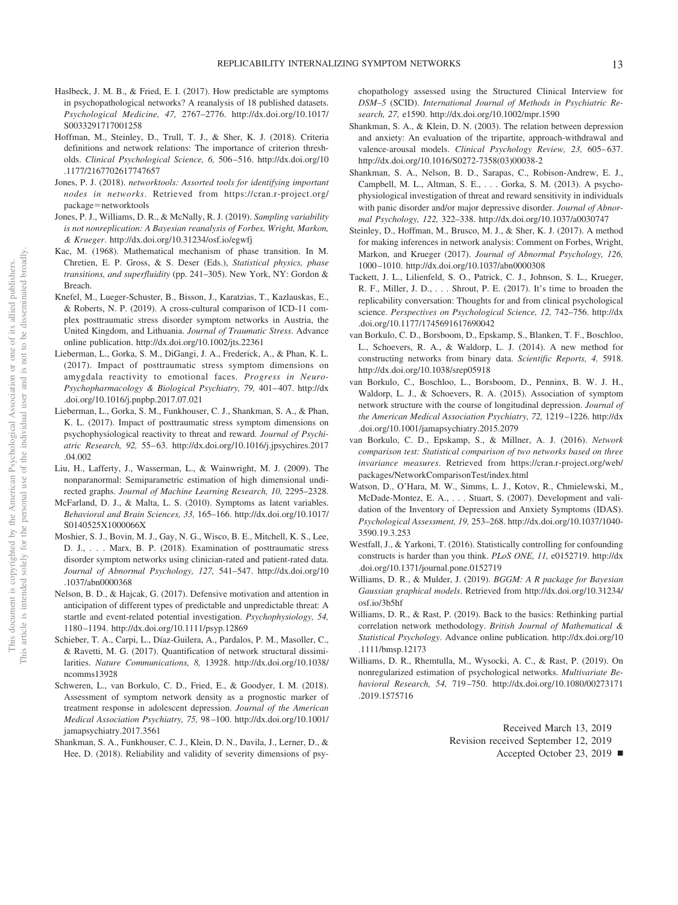Haslbeck, J. M. B., & Fried, E. I. (2017). How predictable are symptoms in psychopathological networks? A reanalysis of 18 published datasets. *Psychological Medicine, 47,* 2767–2776. http://dx.doi.org/10.1017/S0033291717001258

Hoffman, M., Steinley, D., Trull, T. J., & Sher, K. J. (2018). Criteria definitions and network relations: The importance of criterion thresholds. *Clinical Psychological Science, 6,* 506–516. http://dx.doi.org/10.1177/2167702617747657

Jones, P. J. (2018). *networktools: Assorted tools for identifying important nodes in networks*. Retrieved from https://cran.r-project.org/package=networktools

Jones, P. J., Williams, D. R., & McNally, R. J. (2019). *Sampling variability is not nonreplication: A Bayesian reanalysis of Forbes, Wright, Markon, & Krueger*. http://dx.doi.org/10.31234/osf.io/egwfj

Kac, M. (1968). Mathematical mechanism of phase transition. In M. Chretien, E. P. Gross, & S. Deser (Eds.), *Statistical physics, phase transitions, and superfluidity* (pp. 241–305). New York, NY: Gordon & Breach.

Knefel, M., Lueger-Schuster, B., Bisson, J., Karatzias, T., Kazlauskas, E., & Roberts, N. P. (2019). A cross-cultural comparison of ICD-11 complex posttraumatic stress disorder symptom networks in Austria, the United Kingdom, and Lithuania. *Journal of Traumatic Stress*. Advance online publication. http://dx.doi.org/10.1002/jts.22361

Lieberman, L., Gorka, S. M., DiGangi, J. A., Frederick, A., & Phan, K. L. (2017). Impact of posttraumatic stress symptom dimensions on amygdala reactivity to emotional faces. *Progress in Neuro-Psychopharmacology & Biological Psychiatry, 79,* 401–407. http://dx.doi.org/10.1016/j.pnpbp.2017.07.021

Lieberman, L., Gorka, S. M., Funkhouser, C. J., Shankman, S. A., & Phan, K. L. (2017). Impact of posttraumatic stress symptom dimensions on psychophysiological reactivity to threat and reward. *Journal of Psychiatric Research, 92,* 55–63. http://dx.doi.org/10.1016/j.jpsychires.2017.04.002

Liu, H., Lafferty, J., Wasserman, L., & Wainwright, M. J. (2009). The nonparanormal: Semiparametric estimation of high dimensional undirected graphs. *Journal of Machine Learning Research, 10,* 2295–2328.

McFarland, D. J., & Malta, L. S. (2010). Symptoms as latent variables. *Behavioral and Brain Sciences, 33,* 165–166. http://dx.doi.org/10.1017/S0140525X1000066X

Moshier, S. J., Bovin, M. J., Gay, N. G., Wisco, B. E., Mitchell, K. S., Lee, D. J., . . . Marx, B. P. (2018). Examination of posttraumatic stress disorder symptom networks using clinician-rated and patient-rated data. *Journal of Abnormal Psychology, 127,* 541–547. http://dx.doi.org/10.1037/abn0000368

Nelson, B. D., & Hajcak, G. (2017). Defensive motivation and attention in anticipation of different types of predictable and unpredictable threat: A startle and event-related potential investigation. *Psychophysiology, 54,* 1180–1194. http://dx.doi.org/10.1111/psyp.12869

Schieber, T. A., Carpi, L., Díaz-Guilera, A., Pardalos, P. M., Masoller, C., & Ravetti, M. G. (2017). Quantification of network structural dissimilarities. *Nature Communications, 8,* 13928. http://dx.doi.org/10.1038/ncomms13928

Schweren, L., van Borkulo, C. D., Fried, E., & Goodyer, I. M. (2018). Assessment of symptom network density as a prognostic marker of treatment response in adolescent depression. *Journal of the American Medical Association Psychiatry, 75,* 98–100. http://dx.doi.org/10.1001/jamapsychiatry.2017.3561

Shankman, S. A., Funkhouser, C. J., Klein, D. N., Davila, J., Lerner, D., & Hee, D. (2018). Reliability and validity of severity dimensions of psychopathology assessed using the Structured Clinical Interview for *DSM–5* (SCID). *International Journal of Methods in Psychiatric Research, 27,* e1590. http://dx.doi.org/10.1002/mpr.1590

Shankman, S. A., & Klein, D. N. (2003). The relation between depression and anxiety: An evaluation of the tripartite, approach-withdrawal and valence-arousal models. *Clinical Psychology Review, 23,* 605–637. http://dx.doi.org/10.1016/S0272-7358(03)00038-2

Shankman, S. A., Nelson, B. D., Sarapas, C., Robison-Andrew, E. J., Campbell, M. L., Altman, S. E., . . . Gorka, S. M. (2013). A psychophysiological investigation of threat and reward sensitivity in individuals with panic disorder and/or major depressive disorder. *Journal of Abnormal Psychology, 122,* 322–338. http://dx.doi.org/10.1037/a0030747

Steinley, D., Hoffman, M., Brusco, M. J., & Sher, K. J. (2017). A method for making inferences in network analysis: Comment on Forbes, Wright, Markon, and Krueger (2017). *Journal of Abnormal Psychology, 126,* 1000–1010. http://dx.doi.org/10.1037/abn0000308

Tackett, J. L., Lilienfeld, S. O., Patrick, C. J., Johnson, S. L., Krueger, R. F., Miller, J. D., . . . Shrout, P. E. (2017). It's time to broaden the replicability conversation: Thoughts for and from clinical psychological science. *Perspectives on Psychological Science, 12,* 742–756. http://dx.doi.org/10.1177/1745691617690042

van Borkulo, C. D., Borsboom, D., Epskamp, S., Blanken, T. F., Boschloo, L., Schoevers, R. A., & Waldorp, L. J. (2014). A new method for constructing networks from binary data. *Scientific Reports, 4,* 5918. http://dx.doi.org/10.1038/srep05918

van Borkulo, C., Boschloo, L., Borsboom, D., Penninx, B. W. J. H., Waldorp, L. J., & Schoevers, R. A. (2015). Association of symptom network structure with the course of longitudinal depression. *Journal of the American Medical Association Psychiatry, 72,* 1219–1226. http://dx.doi.org/10.1001/jamapsychiatry.2015.2079

van Borkulo, C. D., Epskamp, S., & Millner, A. J. (2016). *Network comparison test: Statistical comparison of two networks based on three invariance measures*. Retrieved from https://cran.r-project.org/web/packages/NetworkComparisonTest/index.html

Watson, D., O'Hara, M. W., Simms, L. J., Kotov, R., Chmielewski, M., McDade-Montez, E. A., . . . Stuart, S. (2007). Development and validation of the Inventory of Depression and Anxiety Symptoms (IDAS). *Psychological Assessment, 19,* 253–268. http://dx.doi.org/10.1037/1040-3590.19.3.253

Westfall, J., & Yarkoni, T. (2016). Statistically controlling for confounding constructs is harder than you think. *PLoS ONE, 11,* e0152719. http://dx.doi.org/10.1371/journal.pone.0152719

Williams, D. R., & Mulder, J. (2019). *BGGM: A R package for Bayesian Gaussian graphical models*. Retrieved from http://dx.doi.org/10.31234/osf.io/3b5hf

Williams, D. R., & Rast, P. (2019). Back to the basics: Rethinking partial correlation network methodology. *British Journal of Mathematical & Statistical Psychology*. Advance online publication. http://dx.doi.org/10.1111/bmsp.12173

Williams, D. R., Rhemtulla, M., Wysocki, A. C., & Rast, P. (2019). On nonregularized estimation of psychological networks. *Multivariate Behavioral Research, 54,* 719–750. http://dx.doi.org/10.1080/00273171.2019.1575716

Received March 13, 2019
Revision received September 12, 2019
Accepted October 23, 2019 ■